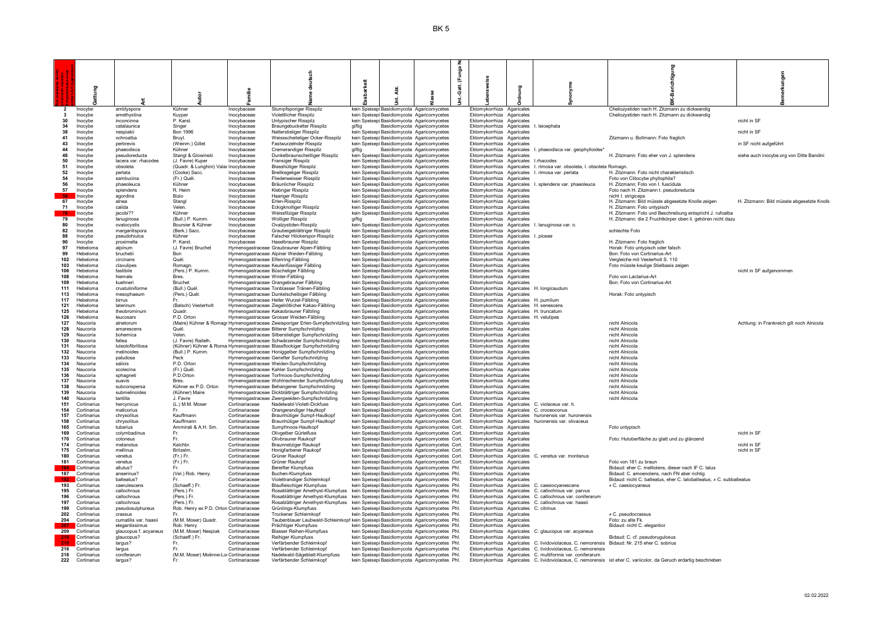| Nr. | Gattung | Art | Autor | Familie | Name deutsch | Essbarkeit | Abt. | Unt. Abt. | Klasse | Unt.-Gatt. (Funga Nr.) | Lebensweise | Ordnung | Synonyme | BK-Berichtigung | Bemerkungen |
|---|---|---|---|---|---|---|---|---|---|---|---|---|---|---|---|
| 2 | Inocybe | amblyspora | Kühner | Inocybaceae | Stumpfsporiger Risspilz | kein Speisepilz | Basidiomycota | Agaricomycotina | Agaricomycetes | | Ektomykorrhiza | Agaricales | | Cheilozystiden nach H. Zitzmann zu dickwandig | |
| 3 | Inocybe | amethystina | Kuyper | Inocybaceae | Violettlicher Risspilz | kein Speisepilz | Basidiomycota | Agaricomycotina | Agaricomycetes | | Ektomykorrhiza | Agaricales | | Cheilozystiden nach H. Zitzmann zu dickwandig | |
| 30 | Inocybe | inconcinna | P. Karst. | Inocybaceae | Untypischer Risspilz | kein Speisepilz | Basidiomycota | Agaricomycotina | Agaricomycetes | | Ektomykorrhiza | Agaricales | | | nicht in SF |
| 34 | Inocybe | catalaunica | Singer | Inocybaceae | Braungebuckelter Risspilz | giftig | Basidiomycota | Agaricomycotina | Agaricomycetes | | Ektomykorrhiza | Agaricales | I. leiocephala | | |
| 38 | Inocybe | nespiakii | Bon 1996 | Inocybaceae | Natterstieliger Risspilz | kein Speisepilz | Basidiomycota | Agaricomycotina | Agaricomycetes | | Ektomykorrhiza | Agaricales | | | nicht in SF |
| 41 | Inocybe | ochroalba | Bruyl. | Inocybaceae | Weissscheiteliger Ocker-Risspilz | kein Speisepilz | Basidiomycota | Agaricomycotina | Agaricomycetes | | Ektomykorrhiza | Agaricales | | Zitzmann u. Bollmann: Foto fraglich | |
| 43 | Inocybe | perbrevis | (Weinm.) Gillet | Inocybaceae | Fastwurzelnder Risspilz | kein Speisepilz | Basidiomycota | Agaricomycotina | Agaricomycetes | | Ektomykorrhiza | Agaricales | | | in SF nicht aufgeführt |
| 44 | Inocybe | phaeodisca | Kühner | Inocybaceae | Cremerandiger Risspilz | giftig | Basidiomycota | Agaricomycotina | Agaricomycetes | | Ektomykorrhiza | Agaricales | I. phaeodisca var. geophylloides* | | |
| 46 | Inocybe | pseudoreducta | Stangl & Glowinski | Inocybaceae | Dunkelbraunscheitliger Risspilz | kein Speisepilz | Basidiomycota | Agaricomycotina | Agaricomycetes | | Ektomykorrhiza | Agaricales | | H. Zitzmann: Foto eher von J. splendens | siehe auch inocybe.org von Ditte Bandini |
| 50 | Inocybe | lacera var. rhacodes | (J. Favre) Kuper | Inocybaceae | Fransiger Risspilz | kein Speisepilz | Basidiomycota | Agaricomycotina | Agaricomycetes | | Ektomykorrhiza | Agaricales | I.rhacodes | | |
| 51 | Inocybe | obsoleta | (Quadr. & Lunghini) Valade | Inocybaceae | Blasshütiger Risspilz | kein Speisepilz | Basidiomycota | Agaricomycotina | Agaricomycetes | | Ektomykorrhiza | Agaricales | I. rimosa var. obsoleta, I. obsoleta Romagn. | | |
| 52 | Inocybe | perlata | (Cooke) Sacc. | Inocybaceae | Breitkegeliger Risspilz | kein Speisepilz | Basidiomycota | Agaricomycotina | Agaricomycetes | | Ektomykorrhiza | Agaricales | I. rimosa var. perlata | H. Zitzmann: Foto nicht charakteristisch | |
| 54 | Inocybe | sambucina | (Fr.) Quél. | Inocybaceae | Fliederweisser Risspilz | kein Speisepilz | Basidiomycota | Agaricomycotina | Agaricomycetes | | Ektomykorrhiza | Agaricales | | Foto von Clitocybe phyllophila? | |
| 56 | Inocybe | phaeoleuca | Kühner | Inocybaceae | Bräunlicher Risspilz | kein Speisepilz | Basidiomycota | Agaricomycotina | Agaricomycetes | | Ektomykorrhiza | Agaricales | I. splendens var. phaeoleuca | H. Zitzmann; Foto von I. fuscidula | |
| 57 | Inocybe | splendens | R. Heim | Inocybaceae | Klebriger Risspilz | kein Speisepilz | Basidiomycota | Agaricomycotina | Agaricomycetes | | Ektomykorrhiza | Agaricales | | Foto nach H. Zitzmann I. pseudoreducta | |
| 58 | Inocybe | agordina | Bizio | Inocybaceae | Haariger Risspilz | kein Speisepilz | Basidiomycota | Agaricomycotina | Agaricomycetes | | Ektomykorrhiza | Agaricales | | nicht I. strigiceps | |
| 67 | Inocybe | alnea | Stangl | Inocybaceae | Erlen-Risspilz | kein Speisepilz | Basidiomycota | Agaricomycotina | Agaricomycetes | | Ektomykorrhiza | Agaricales | | H. Zitzmann: Bild müsste abgesetzte Knolle zeigen | H. Zitzmann: Bild müsste abgesetzte Knolle |
| 71 | Inocybe | calida | Velen. | Inocybaceae | Eckigknolliger Risspilz | kein Speisepilz | Basidiomycota | Agaricomycotina | Agaricomycetes | | Ektomykorrhiza | Agaricales | | H. Zitzmann: Foto untypisch | |
| 78 | Inocybe | jacobi?? | Kühner | Inocybaceae | Weissfilziger Risspilz | kein Speisepilz | Basidiomycota | Agaricomycotina | Agaricomycetes | | Ektomykorrhiza | Agaricales | | H. Zitzmann: Foto und Beschreibung entspricht J. rufoalba | |
| 79 | Inocybe | lanuginosa | (Bull.) P. Kumm. | Inocybaceae | Wolliger Risspilz | giftig | Basidiomycota | Agaricomycotina | Agaricomycetes | | Ektomykorrhiza | Agaricales | | H. Zitzmann: die 2 Fruchtkörper oben li. gehören nicht dazu | |
| 80 | Inocybe | ovatocystis | Boursier & Kühner | Inocybaceae | Ovalzystiden-Risspilz | kein Speisepilz | Basidiomycota | Agaricomycotina | Agaricomycetes | | Ektomykorrhiza | Agaricales | I. lanuginosa var. o. | | |
| 82 | Inocybe | margaritispora | (Berk.) Sacc. | Inocybaceae | Graubeigeblättriger Risspilz | kein Speisepilz | Basidiomycota | Agaricomycotina | Agaricomycetes | | Ektomykorrhiza | Agaricales | | schlechte Foto | |
| 88 | Inocybe | pseudohiulca | Kühner | Inocybaceae | Falscher Höckerspor-Risspilz | kein Speisepilz | Basidiomycota | Agaricomycotina | Agaricomycetes | | Ektomykorrhiza | Agaricales | I. piceae | | |
| 90 | Inocybe | proximella | P. Karst. | Inocybaceae | Haselbrauner Risspilz | kein Speisepilz | Basidiomycota | Agaricomycotina | Agaricomycetes | | Ektomykorrhiza | Agaricales | | H. Zitzmann: Foto fraglich | |
| 97 | Hebeloma | alpinum | (J. Favre) Bruchet | Hymenogastraceae | Graubrauner Alpen-Fälbling | kein Speisepilz | Basidiomycota | Agaricomycotina | Agaricomycetes | | Ektomykorrhiza | Agaricales | | Horak: Foto untypisch oder falsch | |
| 99 | Hebeloma | bruchetii | Bon | Hymenogastraceae | Alpiner Weiden-Fälbling | kein Speisepilz | Basidiomycota | Agaricomycotina | Agaricomycetes | | Ektomykorrhiza | Agaricales | | Bon: Foto von Cortinarius-Art | |
| 102 | Hebeloma | circinans | Quél. | Hymenogastraceae | Elfenring-Fälbling | kein Speisepilz | Basidiomycota | Agaricomycotina | Agaricomycetes | | Ektomykorrhiza | Agaricales | | Vergleiche mit Vesterholt S. 110 | |
| 103 | Hebeloma | clavulipes | Romagn. | Hymenogastraceae | Keulenfüssiger Fälbling | kein Speisepilz | Basidiomycota | Agaricomycotina | Agaricomycetes | | Ektomykorrhiza | Agaricales | | Foto müsste keulige Stielbasis zeigen | |
| 106 | Hebeloma | fastibile | (Pers.) P. Kumm. | Hymenogastraceae | Büscheliger Fälbling | kein Speisepilz | Basidiomycota | Agaricomycotina | Agaricomycetes | | Ektomykorrhiza | Agaricales | | | nicht in SF aufgenommen |
| 108 | Hebeloma | hiemale | Bres. | Hymenogastraceae | Winter-Fälbling | kein Speisepilz | Basidiomycota | Agaricomycotina | Agaricomycetes | | Ektomykorrhiza | Agaricales | | Foto von Lactarius-Art | |
| 109 | Hebeloma | kuehneri | Bruchet | Hymenogastraceae | Orangebrauner Fälbling | kein Speisepilz | Basidiomycota | Agaricomycotina | Agaricomycetes | | Ektomykorrhiza | Agaricales | | Bon: Foto von Cortinarius-Art | |
| 111 | Hebeloma | crustuliniforme | (Bull.) Quél. | Hymenogastraceae | Tonblasser Tränen-Fälbling | kein Speisepilz | Basidiomycota | Agaricomycotina | Agaricomycetes | | Ektomykorrhiza | Agaricales | H. longicaudum | | |
| 113 | Hebeloma | mesophaeum | (Pers.) Quél. | Hymenogastraceae | Dunkelscheibiger Fälbling | kein Speisepilz | Basidiomycota | Agaricomycotina | Agaricomycetes | | Ektomykorrhiza | Agaricales | | Horak: Foto untypisch | |
| 117 | Hebeloma | birrus | Fr. | Hymenogastraceae | Heller Wurzel-Fälbling | kein Speisepilz | Basidiomycota | Agaricomycotina | Agaricomycetes | | Ektomykorrhiza | Agaricales | H. pumilum | | |
| 121 | Hebeloma | laterinum | (Batsch) Vesterholt | Hymenogastraceae | Ziegelrötlicher Kakao-Fälbling | kein Speisepilz | Basidiomycota | Agaricomycotina | Agaricomycetes | | Ektomykorrhiza | Agaricales | H. senescens | | |
| 125 | Hebeloma | theobrominum | Quadr. | Hymenogastraceae | Kakaobrauner Fälbling | kein Speisepilz | Basidiomycota | Agaricomycotina | Agaricomycetes | | Ektomykorrhiza | Agaricales | H. truncatum | | |
| 126 | Hebeloma | leucosarx | P.D. Orton | Hymenogastraceae | Grosser Weiden-Fälbling | kein Speisepilz | Basidiomycota | Agaricomycotina | Agaricomycetes | | Ektomykorrhiza | Agaricales | H. velutipes | | |
| 127 | Naucoria | alnetorum | (Maire) Kühner & Romagn. | Hymenogastraceae | Zweisporiger Erlen-Sumpfschnitzling | kein Speisepilz | Basidiomycota | Agaricomycotina | Agaricomycetes | | Ektomykorrhiza | Agaricales | | nicht Alnicola | Achtung: in Frankreich gilt noch Alnicola |
| 128 | Naucoria | amarescens | Quél. | Hymenogastraceae | Bitterer Sumpfschnitzling | kein Speisepilz | Basidiomycota | Agaricomycotina | Agaricomycetes | | Ektomykorrhiza | Agaricales | | nicht Alnicola | |
| 129 | Naucoria | bohemica | Velen. | Hymenogastraceae | Silberstieliger Sumpfschnitzling | kein Speisepilz | Basidiomycota | Agaricomycotina | Agaricomycetes | | Ektomykorrhiza | Agaricales | | nicht Alnicola | |
| 130 | Naucoria | fellea | (J. Favre) Raiteln. | Hymenogastraceae | Schwärzender Sumpfschnitzling | kein Speisepilz | Basidiomycota | Agaricomycotina | Agaricomycetes | | Ektomykorrhiza | Agaricales | | nicht Alnicola | |
| 131 | Naucoria | luteolofibrillosa | (Kühner) Kühner & Romagn. | Hymenogastraceae | Blassflockiger Sumpfschnitzling | kein Speisepilz | Basidiomycota | Agaricomycotina | Agaricomycetes | | Ektomykorrhiza | Agaricales | | nicht Alnicola | |
| 132 | Naucoria | melinoides | (Bull.) P. Kumm. | Hymenogastraceae | Honiggelber Sumpfschnitzling | kein Speisepilz | Basidiomycota | Agaricomycotina | Agaricomycetes | | Ektomykorrhiza | Agaricales | | nicht Alnicola | |
| 133 | Naucoria | paludosa | Peck | Hymenogastraceae | Geriefter Sumpfschnitzling | kein Speisepilz | Basidiomycota | Agaricomycotina | Agaricomycetes | | Ektomykorrhiza | Agaricales | | nicht Alnicola | |
| 134 | Naucoria | salicis | P.D. Orton | Hymenogastraceae | Weiden-Sumpfschnitzling | kein Speisepilz | Basidiomycota | Agaricomycotina | Agaricomycetes | | Ektomykorrhiza | Agaricales | | nicht Alnicola | |
| 135 | Naucoria | scolecina | (Fr.) Quél. | Hymenogastraceae | Kahler Sumpfschnitzling | kein Speisepilz | Basidiomycota | Agaricomycotina | Agaricomycetes | | Ektomykorrhiza | Agaricales | | nicht Alnicola | |
| 136 | Naucoria | sphagneti | P.D.Orton | Hymenogastraceae | Torfmoos-Sumpfschnitzling | kein Speisepilz | Basidiomycota | Agaricomycotina | Agaricomycetes | | Ektomykorrhiza | Agaricales | | nicht Alnicola | |
| 137 | Naucoria | suavis | Bres. | Hymenogastraceae | Wohlriechender Sumpfschnitzling | kein Speisepilz | Basidiomycota | Agaricomycotina | Agaricomycetes | | Ektomykorrhiza | Agaricales | | nicht Alnicola | |
| 138 | Naucoria | subconspersa | Kühner ex P.D. Orton | Hymenogastraceae | Behangener Sumpfschnitzling | kein Speisepilz | Basidiomycota | Agaricomycotina | Agaricomycetes | | Ektomykorrhiza | Agaricales | | nicht Alnicola | |
| 139 | Naucoria | submelinoides | (Kühner) Maire | Hymenogastraceae | Dickblättriger Sumpfschnitzling | kein Speisepilz | Basidiomycota | Agaricomycotina | Agaricomycetes | | Ektomykorrhiza | Agaricales | | nicht Alnicola | |
| 140 | Naucoria | tantilla | J. Favre | Hymenogastraceae | Zwergweiden-Sumpfschnitzling | kein Speisepilz | Basidiomycota | Agaricomycotina | Agaricomycetes | | Ektomykorrhiza | Agaricales | | nicht Alnicola | |
| 151 | Cortinarius | hercynicus | (L.) M.M. Moser | Cortinariaceae | Nadelwald-Violett-Dickfuss | kein Speisepilz | Basidiomycota | Agaricomycotina | Agaricomycetes | Cort. | Ektomykorrhiza | Agaricales | C. violaceus var. h. | | |
| 154 | Cortinarius | malicorius | Fr. | Cortinariaceae | Orangerandiger Hautkopf | kein Speisepilz | Basidiomycota | Agaricomycotina | Agaricomycetes | Cort. | Ektomykorrhiza | Agaricales | C. croceoconus | | |
| 157 | Cortinarius | chrysolitus | Kauffmann | Cortinariaceae | Braunhütiger Sumpf-Hautkopf | kein Speisepilz | Basidiomycota | Agaricomycotina | Agaricomycetes | Cort. | Ektomykorrhiza | Agaricales | huronensis var. huronensis | | |
| 158 | Cortinarius | chrysolitus | Kauffmann | Cortinariaceae | Braunhütiger Sumpf-Hautkopf | kein Speisepilz | Basidiomycota | Agaricomycotina | Agaricomycetes | Cort. | Ektomykorrhiza | Agaricales | huronensis var. olivaceus | | |
| 165 | Cortinarius | tubarius | Ammirati & A.H. Sm. | Cortinariaceae | Sumpfmoos-Hautkopf | kein Speisepilz | Basidiomycota | Agaricomycotina | Agaricomycetes | Cort. | Ektomykorrhiza | Agaricales | | Foto untypisch | |
| 169 | Cortinarius | colymbadinus | Fr. | Cortinariaceae | Olivgelber Gürtelfuss | kein Speisepilz | Basidiomycota | Agaricomycotina | Agaricomycetes | Cort. | Ektomykorrhiza | Agaricales | | | nicht in SF |
| 170 | Cortinarius | cotoneus | Fr. | Cortinariaceae | Olivbrauner Raukopf | kein Speisepilz | Basidiomycota | Agaricomycotina | Agaricomycetes | Cort. | Ektomykorrhiza | Agaricales | | Foto: Hutoberfläche zu glatt und zu glänzend | |
| 174 | Cortinarius | melanotus | Kalchbr. | Cortinariaceae | Braunnetziger Raukopf | kein Speisepilz | Basidiomycota | Agaricomycotina | Agaricomycetes | Cort. | Ektomykorrhiza | Agaricales | | | nicht in SF |
| 175 | Cortinarius | mellinus | Britzelm. | Cortinariaceae | Honigfarbener Raukopf | kein Speisepilz | Basidiomycota | Agaricomycotina | Agaricomycetes | Cort. | Ektomykorrhiza | Agaricales | | | nicht in SF |
| 180 | Cortinarius | venetus | (Fr.) Fr. | Cortinariaceae | Grüner Raukopf | kein Speisepilz | Basidiomycota | Agaricomycotina | Agaricomycetes | Cort. | Ektomykorrhiza | Agaricales | C. venetus var. montanus | | |
| 181 | Cortinarius | venetus | (Fr.) Fr. | Cortinariaceae | Grüner Raukopf | kein Speisepilz | Basidiomycota | Agaricomycotina | Agaricomycetes | Cort. | Ektomykorrhiza | Agaricales | | Foto von 181 zu braun | |
| 184 | Cortinarius | allutus? | Fr. | Cortinariaceae | Bereifter Klumpfuss | kein Speisepilz | Basidiomycota | Agaricomycotina | Agaricomycetes | Phl. | Ektomykorrhiza | Agaricales | | Bidaud: eher C. melliolens, dieser nach IF C. talus | |
| 187 | Cortinarius | anserinus? | (Vel.) Rob. Henry. | Cortinariaceae | Buchen-Klumpfuss | kein Speisepilz | Basidiomycota | Agaricomycotina | Agaricomycetes | Phl. | Ektomykorrhiza | Agaricales | | Bidaud: C. amoenolens, nach FN aber richtig | |
| 192 | Cortinarius | balteatus? | Fr. | Cortinariaceae | Violettrandiger Schleimkopf | kein Speisepilz | Basidiomycota | Agaricomycotina | Agaricomycetes | Phl. | Ektomykorrhiza | Agaricales | | Bidaud: nicht C. balteatus, eher C. latobalteatus, ≠ C. subbalteatus | |
| 193 | Cortinarius | caerulescens | (Schaeff.) Fr. | Cortinariaceae | Blaufleischiger Klumpfuss | kein Speisepilz | Basidiomycota | Agaricomycotina | Agaricomycetes | Phl. | Ektomykorrhiza | Agaricales | C. caesiocyanescens | ≠ C. caesiocyaneus | |
| 195 | Cortinarius | callochrous | (Pers.) Fr. | Cortinariaceae | Rosablättriger Amethyst-Klumpfuss | kein Speisepilz | Basidiomycota | Agaricomycotina | Agaricomycetes | Phl. | Ektomykorrhiza | Agaricales | C. callochrous var. parvus | | |
| 196 | Cortinarius | callochrous | (Pers.) Fr. | Cortinariaceae | Rosablättriger Amethyst-Klumpfuss | kein Speisepilz | Basidiomycota | Agaricomycotina | Agaricomycetes | Phl. | Ektomykorrhiza | Agaricales | C. callochrous var. coniferarum | | |
| 197 | Cortinarius | callochrous | (Pers.) Fr. | Cortinariaceae | Rosablättriger Amethyst-Klumpfuss | kein Speisepilz | Basidiomycota | Agaricomycotina | Agaricomycetes | Phl. | Ektomykorrhiza | Agaricales | C. callochrous var. haasii | | |
| 199 | Cortinarius | pseudosulphureus | Rob. Henry ex P.D. Orton | Cortinariaceae | Grünlings-Klumpfuss | kein Speisepilz | Basidiomycota | Agaricomycotina | Agaricomycetes | Phl. | Ektomykorrhiza | Agaricales | C. citrinus | | |
| 202 | Cortinarius | crassus | Fr. | Cortinariaceae | Trockener Schleimkopf | kein Speisepilz | Basidiomycota | Agaricomycotina | Agaricomycetes | Phl. | Ektomykorrhiza | Agaricales | | ≠ C. pseudocrassus | |
| 204 | Cortinarius | cumatilis var. haasii | (M.M. Moser) Quadr. | Cortinariaceae | Taubenblauer Laubwald-Schleimkopf | kein Speisepilz | Basidiomycota | Agaricomycotina | Agaricomycetes | Phl. | Ektomykorrhiza | Agaricales | | Foto: zu alte Fk. | |
| 207 | Cortinarius | elegantissimus | Rob. Henry | Cortinariaceae | Prächtiger Klumpfuss | kein Speisepilz | Basidiomycota | Agaricomycotina | Agaricomycetes | Phl. | Ektomykorrhiza | Agaricales | | Bidaud: nicht C. elegantior | |
| 209 | Cortinarius | glaucopus f. acyaneus | (M.M. Moser) Nespiak | Cortinariaceae | Blasser Reihen-Klumpfuss | kein Speisepilz | Basidiomycota | Agaricomycotina | Agaricomycetes | Phl. | Ektomykorrhiza | Agaricales | C. glaucopus var. acyaneus | | |
| 210 | Cortinarius | glaucopus? | (Schaeff.) Fr. | Cortinariaceae | Reihiger Klumpfuss | kein Speisepilz | Basidiomycota | Agaricomycotina | Agaricomycetes | Phl. | Ektomykorrhiza | Agaricales | | Bidaud: C. cf. pseudorugulosus | |
| 215 | Cortinarius | largus? | Fr. | Cortinariaceae | Verfärbender Schleimkopf | kein Speisepilz | Basidiomycota | Agaricomycotina | Agaricomycetes | Phl. | Ektomykorrhiza | Agaricales | C. lividoviolaceus, C. nemorensis | Bidaud: Nr. 215 eher C. sobrius | |
| 216 | Cortinarius | largus | Fr. | Cortinariaceae | Verfärbender Schleimkopf | kein Speisepilz | Basidiomycota | Agaricomycotina | Agaricomycetes | Phl. | Ektomykorrhiza | Agaricales | C. lividoviolaceus, C. nemorensis | | |
| 218 | Cortinarius | coniferarum | (M.M. Moser) Moënne-Loccoz | Cortinariaceae | Nadelwald-Sägeblatt-Klumpfuss | kein Speisepilz | Basidiomycota | Agaricomycotina | Agaricomycetes | Phl. | Ektomykorrhiza | Agaricales | C. multiformis var. coniferarum | | |
| 222 | Cortinarius | largus? | Fr. | Cortinariaceae | Verfärbender Schleimkopf | kein Speisepilz | Basidiomycota | Agaricomycotina | Agaricomycetes | Phl. | Ektomykorrhiza | Agaricales | C. lividoviolaceus, C. nemorensis | ist eher C. variicolor, da Geruch erdartig beschrieben | |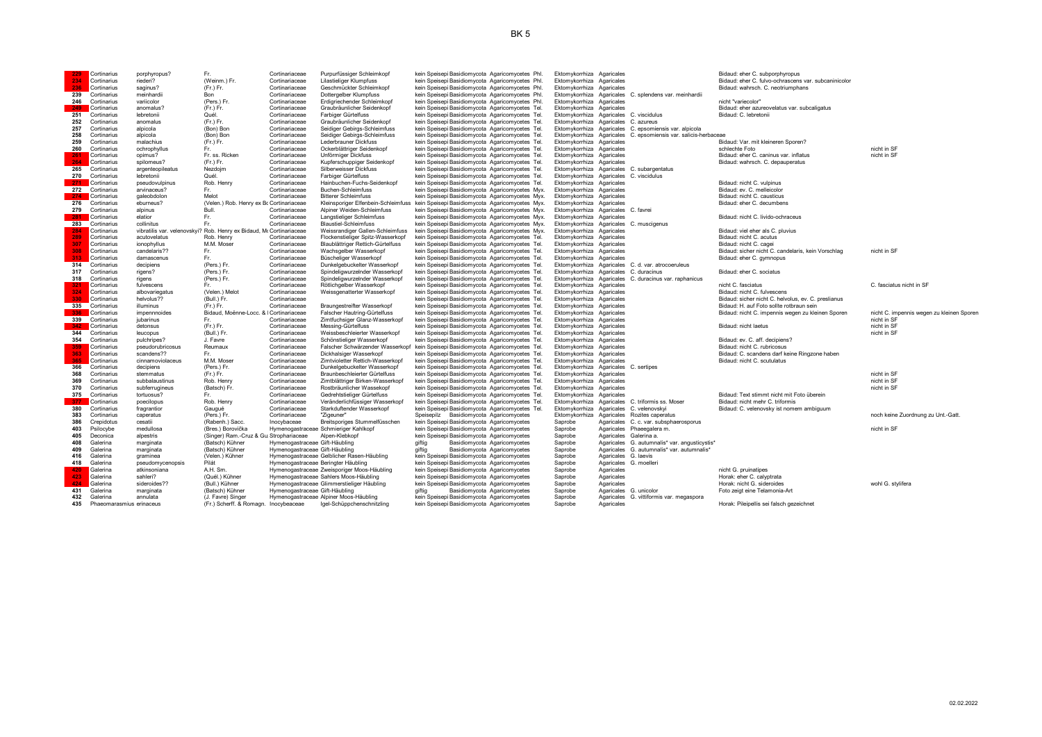# BK 5

| | | | | | | | | | | | | | | |
|---|---|---|---|---|---|---|---|---|---|---|---|---|---|---|
| 229 | Cortinarius | porphyropus? | Fr. | Cortinariaceae | Purpurfüssiger Schleimkopf | kein Speisepi | Basidiomycota | Agaricomycetes | Phl. | Ektomykorrhiza | Agaricales | | Bidaud: eher C. subporphyropus | |
| 234 | Cortinarius | riederi? | (Weinm.) Fr. | Cortinariaceae | Lilastieliger Klumpfuss | kein Speisepi | Basidiomycota | Agaricomycetes | Phl. | Ektomykorrhiza | Agaricales | | Bidaud: eher C. fulvo-ochrascens var. subcaninicolor | |
| 238 | Cortinarius | saginus? | (Fr.) Fr. | Cortinariaceae | Geschmückter Schleimkopf | kein Speisepi | Basidiomycota | Agaricomycetes | Phl. | Ektomykorrhiza | Agaricales | | Bidaud: wahrsch. C. neotriumphans | |
| 239 | Cortinarius | meinhardii | Bon | Cortinariaceae | Dottergelber Klumpfuss | kein Speisepi | Basidiomycota | Agaricomycetes | Phl. | Ektomykorrhiza | Agaricales | C. splendens var. meinhardii | | |
| 246 | Cortinarius | variicolor | (Pers.) Fr. | Cortinariaceae | Erdigriechender Schleimkopf | kein Speisepi | Basidiomycota | Agaricomycetes | Phl. | Ektomykorrhiza | Agaricales | | nicht "variecolor" | |
| 248 | Cortinarius | anomalus? | (Fr.) Fr. | Cortinariaceae | Graubräunlicher Seidenkopf | kein Speisepi | Basidiomycota | Agaricomycetes | Tel. | Ektomykorrhiza | Agaricales | | Bidaud: eher azureovelatus var. subcaligatus | |
| 251 | Cortinarius | lebretonii | Quél. | Cortinariaceae | Farbiger Gürtelfuss | kein Speisepi | Basidiomycota | Agaricomycetes | Tel. | Ektomykorrhiza | Agaricales | C. viscidulus | Bidaud: C. lebretonii | |
| 252 | Cortinarius | anomalus | (Fr.) Fr. | Cortinariaceae | Graubräunlicher Seidenkopf | kein Speisepi | Basidiomycota | Agaricomycetes | Tel. | Ektomykorrhiza | Agaricales | C. azureus | | |
| 257 | Cortinarius | alpicola | (Bon) Bon | Cortinariaceae | Seidiger Gebirgs-Schleimfuss | kein Speisepi | Basidiomycota | Agaricomycetes | Tel. | Ektomykorrhiza | Agaricales | C. epsomiensis var. alpicola | | |
| 258 | Cortinarius | alpicola | (Bon) Bon | Cortinariaceae | Seidiger Gebirgs-Schleimfuss | kein Speisepi | Basidiomycota | Agaricomycetes | Tel. | Ektomykorrhiza | Agaricales | C. epsomiensis var. salicis-herbaceae | | |
| 259 | Cortinarius | malachius | (Fr.) Fr. | Cortinariaceae | Lederbrauner Dickfuss | kein Speisepi | Basidiomycota | Agaricomycetes | Tel. | Ektomykorrhiza | Agaricales | | Bidaud: Var. mit kleineren Sporen? | |
| 260 | Cortinarius | ochrophyllus | Fr. | Cortinariaceae | Ockerblättriger Seidenkopf | kein Speisepi | Basidiomycota | Agaricomycetes | Tel. | Ektomykorrhiza | Agaricales | | schlechte Foto | nicht in SF |
| 261 | Cortinarius | opimus? | Fr. ss. Ricken | Cortinariaceae | Unförmiger Dickfuss | kein Speisepi | Basidiomycota | Agaricomycetes | Tel. | Ektomykorrhiza | Agaricales | | Bidaud: eher C. caninus var. inflatus | nicht in SF |
| 264 | Cortinarius | spilomeus? | (Fr.) Fr. | Cortinariaceae | Kupferschuppiger Seidenkopf | kein Speisepi | Basidiomycota | Agaricomycetes | Tel. | Ektomykorrhiza | Agaricales | | Bidaud: wahrsch. C. depauperatus | |
| 265 | Cortinarius | argenteopileatus | Nezdojm | Cortinariaceae | Silberweisser Dickfuss | kein Speisepi | Basidiomycota | Agaricomycetes | Tel. | Ektomykorrhiza | Agaricales | C. subargentatus | | |
| 270 | Cortinarius | lebretonii | Quél. | Cortinariaceae | Farbiger Gürtelfuss | kein Speisepi | Basidiomycota | Agaricomycetes | Tel. | Ektomykorrhiza | Agaricales | C. viscidulus | | |
| 271 | Cortinarius | pseudovulpinus | Rob. Henry | Cortinariaceae | Hainbuchen-Fuchs-Seidenkopf | kein Speisepi | Basidiomycota | Agaricomycetes | Tel. | Ektomykorrhiza | Agaricales | | Bidaud: nicht C. vulpinus | |
| 272 | Cortinarius | arvinaceus? | Fr. | Cortinariaceae | Buchen-Schleimfuss | kein Speisepi | Basidiomycota | Agaricomycetes | Myx. | Ektomykorrhiza | Agaricales | | Bidaud: ev. C. melleicolor | |
| 274 | Cortinarius | galeobdolon | Melot | Cortinariaceae | Bitterer Schleimfuss | kein Speisepi | Basidiomycota | Agaricomycetes | Myx. | Ektomykorrhiza | Agaricales | | Bidaud: nicht C. causticus | |
| 276 | Cortinarius | eburneus? | (Velen.) Rob. Henry ex Bo | Cortinariaceae | Kleinsporiger Elfenbein-Schleimfuss | kein Speisepi | Basidiomycota | Agaricomycetes | Myx. | Ektomykorrhiza | Agaricales | | Bidaud: eher C. decumbens | |
| 279 | Cortinarius | alpinus | Bull. | Cortinariaceae | Alpiner Weiden-Schleimfuss | kein Speisepi | Basidiomycota | Agaricomycetes | Myx. | Ektomykorrhiza | Agaricales | C. favrei | | |
| 281 | Cortinarius | elatior | Fr. | Cortinariaceae | Langstieliger Schleimfuss | kein Speisepi | Basidiomycota | Agaricomycetes | Myx. | Ektomykorrhiza | Agaricales | | Bidaud: nicht C. livido-ochraceus | |
| 283 | Cortinarius | collinitus | Fr. | Cortinariaceae | Blaustiel-Schleimfuss | kein Speisepi | Basidiomycota | Agaricomycetes | Myx. | Ektomykorrhiza | Agaricales | C. muscigenus | | |
| 284 | Cortinarius | vibratilis var. velenovskyi? | Rob. Henry ex Bidaud, Mo | Cortinariaceae | Weissrandiger Gallen-Schleimfuss | kein Speisepi | Basidiomycota | Agaricomycetes | Myx. | Ektomykorrhiza | Agaricales | | Bidaud: viel eher als C. pluvius | |
| 289 | Cortinarius | acutovelatus | Rob. Henry | Cortinariaceae | Flockenstieliger Spitz-Wasserkopf | kein Speisepi | Basidiomycota | Agaricomycetes | Tel. | Ektomykorrhiza | Agaricales | | Bidaud: nicht C. acutus | |
| 307 | Cortinarius | ionophyllus | M.M. Moser | Cortinariaceae | Blaublättriger Rettich-Gürtelfuss | kein Speisepi | Basidiomycota | Agaricomycetes | Tel. | Ektomykorrhiza | Agaricales | | Bidaud: nicht C. cagei | |
| 308 | Cortinarius | candelaris?? | Fr. | Cortinariaceae | Wachsgelber Wasserkopf | kein Speisepi | Basidiomycota | Agaricomycetes | Tel. | Ektomykorrhiza | Agaricales | | Bidaud: sicher nicht C. candelaris, kein Vorschlag | nicht in SF |
| 313 | Cortinarius | damascenus | Fr. | Cortinariaceae | Büscheliger Wasserkopf | kein Speisepi | Basidiomycota | Agaricomycetes | Tel. | Ektomykorrhiza | Agaricales | | Bidaud: eher C. gymnopus | |
| 314 | Cortinarius | decipiens | (Pers.) Fr. | Cortinariaceae | Dunkelgebuckelter Wasserkopf | kein Speisepi | Basidiomycota | Agaricomycetes | Tel. | Ektomykorrhiza | Agaricales | C. d. var. atrocoeruleus | | |
| 317 | Cortinarius | rigens? | (Pers.) Fr. | Cortinariaceae | Spindeligwurzelnder Wasserkopf | kein Speisepi | Basidiomycota | Agaricomycetes | Tel. | Ektomykorrhiza | Agaricales | C. duracinus | Bidaud: eher C. sociatus | |
| 318 | Cortinarius | rigens | (Pers.) Fr. | Cortinariaceae | Spindeligwurzelnder Wasserkopf | kein Speisepi | Basidiomycota | Agaricomycetes | Tel. | Ektomykorrhiza | Agaricales | C. duracinus var. raphanicus | | |
| 321 | Cortinarius | fulvescens | Fr. | Cortinariaceae | Rötlichgelber Wasserkopf | kein Speisepi | Basidiomycota | Agaricomycetes | Tel. | Ektomykorrhiza | Agaricales | | nicht C. fasciatus | C. fasciatus nicht in SF |
| 324 | Cortinarius | albovariegatus | (Velen.) Melot | Cortinariaceae | Weissgenatterter Wasserkopf | kein Speisepi | Basidiomycota | Agaricomycetes | Tel. | Ektomykorrhiza | Agaricales | | Bidaud: nicht C. fulvescens | |
| 330 | Cortinarius | helvolus?? | (Bull.) Fr. | Cortinariaceae | | kein Speisepi | Basidiomycota | Agaricomycetes | Tel. | Ektomykorrhiza | Agaricales | | Bidaud: sicher nicht C. helvolus, ev. C. preslianus | |
| 335 | Cortinarius | illuminus | (Fr.) Fr. | Cortinariaceae | Braungestreifter Wasserkopf | kein Speisepi | Basidiomycota | Agaricomycetes | Tel. | Ektomykorrhiza | Agaricales | | Bidaud: H. auf Foto sollte rotbraun sein | |
| 336 | Cortinarius | impennnoides | Bidaud, Moënne-Locc. & I | Cortinariaceae | Falscher Hautring-Gürtelfuss | kein Speisepi | Basidiomycota | Agaricomycetes | Tel. | Ektomykorrhiza | Agaricales | | Bidaud: nicht C. impennis wegen zu kleinen Sporen | nicht C. impennis wegen zu kleinen Sporen |
| 339 | Cortinarius | jubarinus | Fr. | Cortinariaceae | Zimtfuchsiger Glanz-Wasserkopf | kein Speisepi | Basidiomycota | Agaricomycetes | Tel. | Ektomykorrhiza | Agaricales | | | nicht in SF |
| 342 | Cortinarius | detonsus | (Fr.) Fr. | Cortinariaceae | Messing-Gürtelfuss | kein Speisepi | Basidiomycota | Agaricomycetes | Tel. | Ektomykorrhiza | Agaricales | | Bidaud: nicht laetus | nicht in SF |
| 344 | Cortinarius | leucopus | (Bull.) Fr. | Cortinariaceae | Weissbeschleierter Wasserkopf | kein Speisepi | Basidiomycota | Agaricomycetes | Tel. | Ektomykorrhiza | Agaricales | | | nicht in SF |
| 354 | Cortinarius | pulchripes? | J. Favre | Cortinariaceae | Schönstieliger Wasserkopf | kein Speisepi | Basidiomycota | Agaricomycetes | Tel. | Ektomykorrhiza | Agaricales | | Bidaud: ev. C. aff. decipiens? | |
| 355 | Cortinarius | pseudorubricosus | Reumaux | Cortinariaceae | Falscher Schwärzender Wasserkopf | kein Speisepi | Basidiomycota | Agaricomycetes | Tel. | Ektomykorrhiza | Agaricales | | Bidaud: nicht C. rubricosus | |
| 363 | Cortinarius | scandens?? | Fr. | Cortinariaceae | Dickhalsiger Wasserkopf | kein Speisepi | Basidiomycota | Agaricomycetes | Tel. | Ektomykorrhiza | Agaricales | | Bidaud: C. scandens darf keine Ringzone haben | |
| 365 | Cortinarius | cinnamoviolaceus | M.M. Moser | Cortinariaceae | Zimtvioletter Rettich-Wasserkopf | kein Speisepi | Basidiomycota | Agaricomycetes | Tel. | Ektomykorrhiza | Agaricales | | Bidaud: nicht C. scutulatus | |
| 366 | Cortinarius | decipiens | (Pers.) Fr. | Cortinariaceae | Dunkelgebuckelter Wasserkopf | kein Speisepi | Basidiomycota | Agaricomycetes | Tel. | Ektomykorrhiza | Agaricales | C. sertipes | | |
| 368 | Cortinarius | stemmatus | (Fr.) Fr. | Cortinariaceae | Braunbeschleierter Gürtelfuss | kein Speisepi | Basidiomycota | Agaricomycetes | Tel. | Ektomykorrhiza | Agaricales | | | nicht in SF |
| 369 | Cortinarius | subbalaustinus | Rob. Henry | Cortinariaceae | Zimtblättriger Birken-Wasserkopf | kein Speisepi | Basidiomycota | Agaricomycetes | Tel. | Ektomykorrhiza | Agaricales | | | nicht in SF |
| 370 | Cortinarius | subferrugineus | (Batsch) Fr. | Cortinariaceae | Rostbräunlicher Wassekopf | kein Speisepi | Basidiomycota | Agaricomycetes | Tel. | Ektomykorrhiza | Agaricales | | | nicht in SF |
| 375 | Cortinarius | tortuosus? | Fr. | Cortinariaceae | Gedrehtstieliger Gürtelfuss | kein Speisepi | Basidiomycota | Agaricomycetes | Tel. | Ektomykorrhiza | Agaricales | | Bidaud: Text stimmt nicht mit Foto überein | |
| 377 | Cortinarius | poecilopus | Rob. Henry | Cortinariaceae | Veränderlichfüssiger Wasserkopf | kein Speisepi | Basidiomycota | Agaricomycetes | Tel. | Ektomykorrhiza | Agaricales | C. triformis ss. Moser | Bidaud: nicht mehr C. triformis | |
| 380 | Cortinarius | fragrantior | Gaugué | Cortinariaceae | Starkduftender Wasserkopf | kein Speisepi | Basidiomycota | Agaricomycetes | Tel. | Ektomykorrhiza | Agaricales | C. velenovskyi | Bidaud: C. velenovsky ist nomem ambiguum | |
| 383 | Cortinarius | caperatus | (Pers.) Fr. | Cortinariaceae | "Zigeuner" | Speisepilz | Basidiomycota | Agaricomycetes | | Ektomykorrhiza | Agaricales | Rozites caperatus | | noch keine Zuordnung zu Unt.-Gatt. |
| 386 | Crepidotus | cesatii | (Rabenh.) Sacc. | Inocybaceae | Breitsporiges Stummelfüsschen | kein Speisepi | Basidiomycota | Agaricomycetes | | Saprobe | Agaricales | C. c. var. subsphaerosporus | | |
| 403 | Psilocybe | medullosa | (Bres.) Borovička | Hymenogastraceae | Schmieriger Kahlkopf | kein Speisepi | Basidiomycota | Agaricomycetes | | Saprobe | Agaricales | Phaeogalera m. | | nicht in SF |
| 405 | Deconica | alpestris | (Singer) Ram.-Cruz & Gu | Strophariaceae | Alpen-Klebkopf | kein Speisepi | Basidiomycota | Agaricomycetes | | Saprobe | Agaricales | Galerina a. | | |
| 408 | Galerina | marginata | (Batsch) Kühner | Hymenogastraceae | Gift-Häubling | giftig | Basidiomycota | Agaricomycetes | | Saprobe | Agaricales | G. autumnalis* var. angusticystis* | | |
| 409 | Galerina | marginata | (Batsch) Kühner | Hymenogastraceae | Gift-Häubling | giftig | Basidiomycota | Agaricomycetes | | Saprobe | Agaricales | G. autumnalis* var. autumnalis* | | |
| 416 | Galerina | graminea | (Velen.) Kühner | Hymenogastraceae | Gelblicher Rasen-Häubling | kein Speisepi | Basidiomycota | Agaricomycetes | | Saprobe | Agaricales | G. laevis | | |
| 418 | Galerina | pseudomycenopsis | Pilát | Hymenogastraceae | Beringter Häubling | kein Speisepi | Basidiomycota | Agaricomycetes | | Saprobe | Agaricales | G. moelleri | | |
| 420 | Galerina | atkinsoniana | A.H. Sm. | Hymenogastraceae | Zweisporiger Moos-Häubling | kein Speisepi | Basidiomycota | Agaricomycetes | | Saprobe | Agaricales | | nicht G. pruinatipes | |
| 423 | Galerina | sahleri? | (Quél.) Kühner | Hymenogastraceae | Sahlers Moos-Häubling | kein Speisepi | Basidiomycota | Agaricomycetes | | Saprobe | Agaricales | | Horak: eher C. calyptrata | |
| 424 | Galerina | sideroides?? | (Bull.) Kühner | Hymenogastraceae | Glimmerstieliger Häubling | kein Speisepi | Basidiomycota | Agaricomycetes | | Saprobe | Agaricales | | Horak: nicht G. sideroides | wohl G. stylifera |
| 431 | Galerina | marginata | (Batsch) Kühner | Hymenogastraceae | Gift-Häubling | giftig | Basidiomycota | Agaricomycetes | | Saprobe | Agaricales | G. unicolor | Foto zeigt eine Telamonia-Art | |
| 432 | Galerina | annulata | (J. Favre) Singer | Hymenogastraceae | Alpiner Moos-Häubling | kein Speisepi | Basidiomycota | Agaricomycetes | | Saprobe | Agaricales | G. vittiformis var. megaspora | | |
| 435 | Phaeomarasmius | erinaceus | (Fr.) Scherff. & Romagn. | Inocybeaceae | Igel-Schüppchenschnitzling | kein Speisepi | Basidiomycota | Agaricomycetes | | Saprobe | Agaricales | | Horak: Pileipellis sei falsch gezeichnet | |

02.02.2022